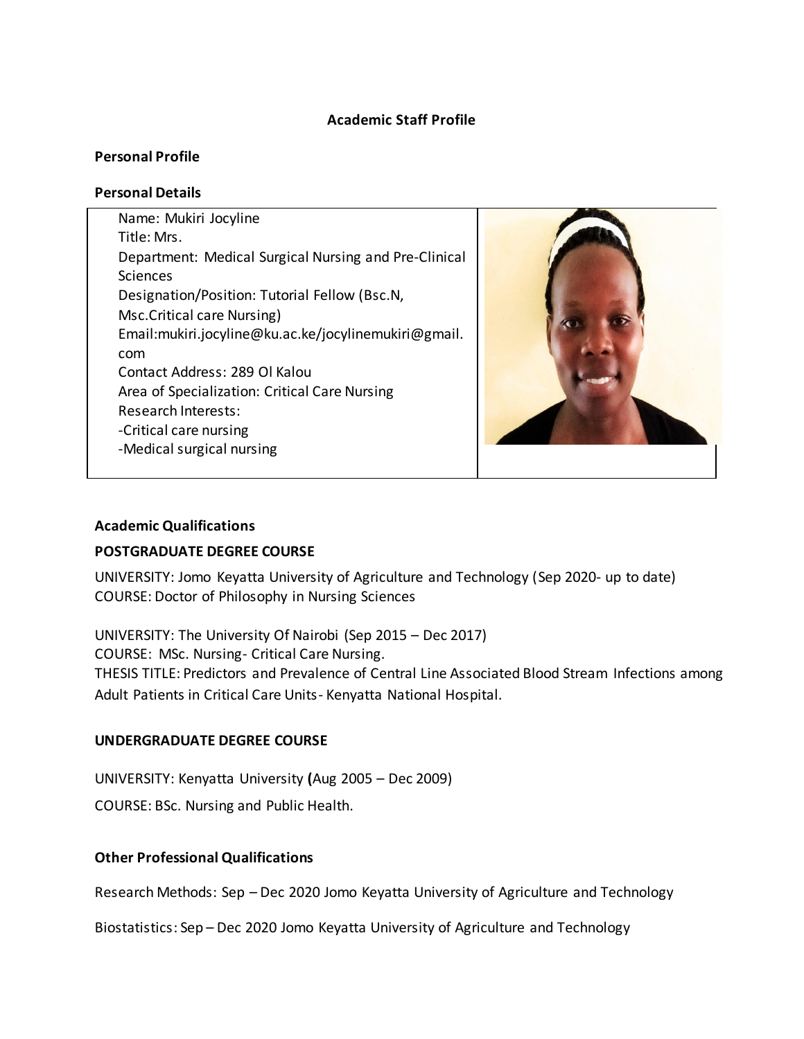# Academic Staff Profile

## Personal Profile

### Personal Details

Name: Mukiri Jocyline
Title: Mrs.
Department: Medical Surgical Nursing and Pre-Clinical Sciences
Designation/Position: Tutorial Fellow (Bsc.N, Msc.Critical care Nursing)
Email:mukiri.jocyline@ku.ac.ke/jocylinemukiri@gmail.com
Contact Address: 289 Ol Kalou
Area of Specialization: Critical Care Nursing
Research Interests:
-Critical care nursing
-Medical surgical nursing

## Academic Qualifications

### POSTGRADUATE DEGREE COURSE

UNIVERSITY: Jomo Keyatta University of Agriculture and Technology (Sep 2020- up to date)
COURSE: Doctor of Philosophy in Nursing Sciences

UNIVERSITY: The University Of Nairobi (Sep 2015 – Dec 2017)
COURSE: MSc. Nursing- Critical Care Nursing.
THESIS TITLE: Predictors and Prevalence of Central Line Associated Blood Stream Infections among Adult Patients in Critical Care Units- Kenyatta National Hospital.

### UNDERGRADUATE DEGREE COURSE

UNIVERSITY: Kenyatta University **(**Aug 2005 – Dec 2009)

COURSE: BSc. Nursing and Public Health.

## Other Professional Qualifications

Research Methods: Sep – Dec 2020 Jomo Keyatta University of Agriculture and Technology

Biostatistics: Sep – Dec 2020 Jomo Keyatta University of Agriculture and Technology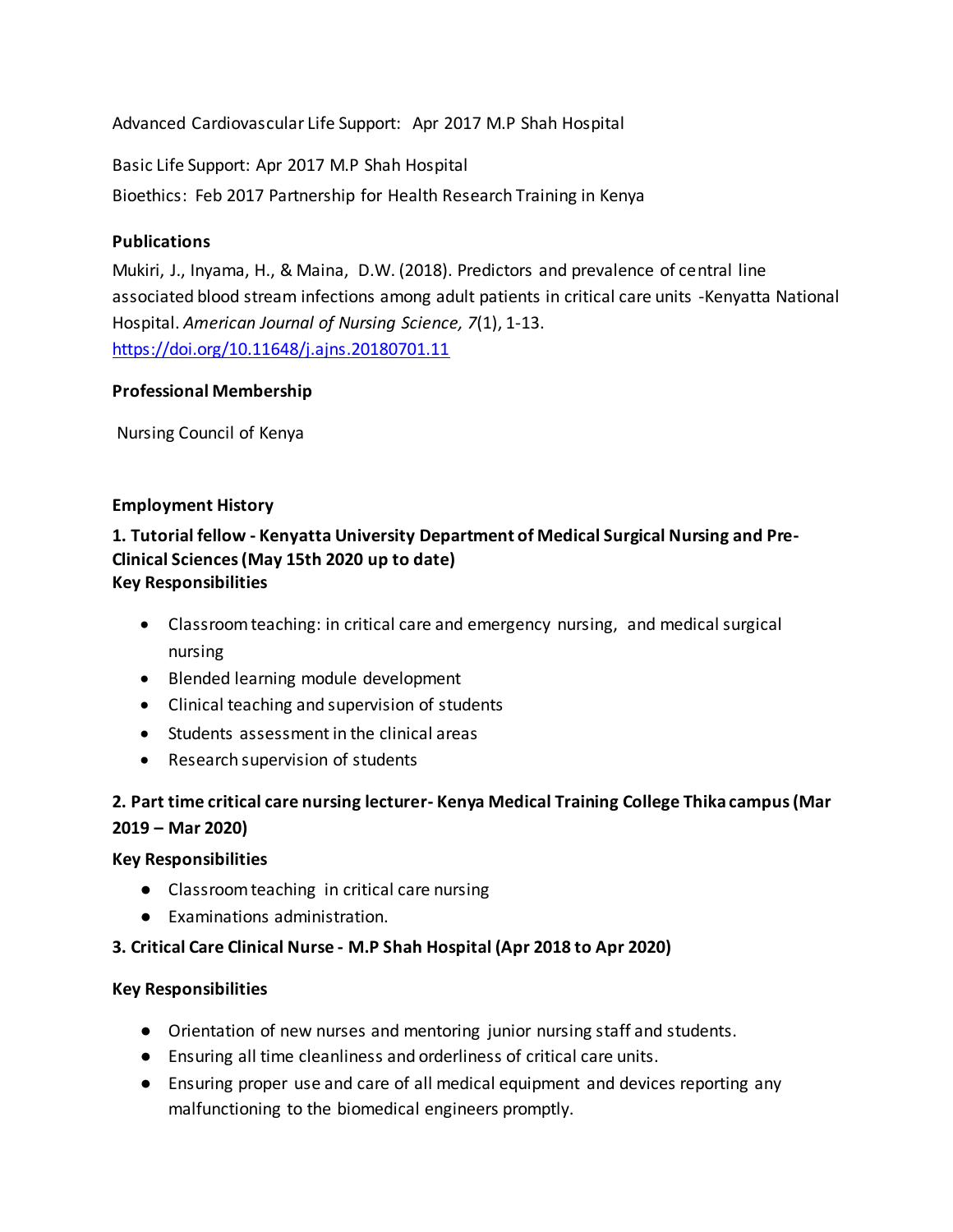Advanced Cardiovascular Life Support: Apr 2017 M.P Shah Hospital

Basic Life Support: Apr 2017 M.P Shah Hospital

Bioethics: Feb 2017 Partnership for Health Research Training in Kenya

**Publications**

Mukiri, J., Inyama, H., & Maina, D.W. (2018). Predictors and prevalence of central line associated blood stream infections among adult patients in critical care units -Kenyatta National Hospital. *American Journal of Nursing Science, 7*(1), 1-13. https://doi.org/10.11648/j.ajns.20180701.11

**Professional Membership**

Nursing Council of Kenya

**Employment History**

**1. Tutorial fellow - Kenyatta University Department of Medical Surgical Nursing and Pre-Clinical Sciences (May 15th 2020 up to date)**

**Key Responsibilities**

- Classroom teaching: in critical care and emergency nursing, and medical surgical nursing
- Blended learning module development
- Clinical teaching and supervision of students
- Students assessment in the clinical areas
- Research supervision of students

**2. Part time critical care nursing lecturer- Kenya Medical Training College Thika campus (Mar 2019 – Mar 2020)**

**Key Responsibilities**

- Classroom teaching in critical care nursing
- Examinations administration.

**3. Critical Care Clinical Nurse - M.P Shah Hospital (Apr 2018 to Apr 2020)**

**Key Responsibilities**

- Orientation of new nurses and mentoring junior nursing staff and students.
- Ensuring all time cleanliness and orderliness of critical care units.
- Ensuring proper use and care of all medical equipment and devices reporting any malfunctioning to the biomedical engineers promptly.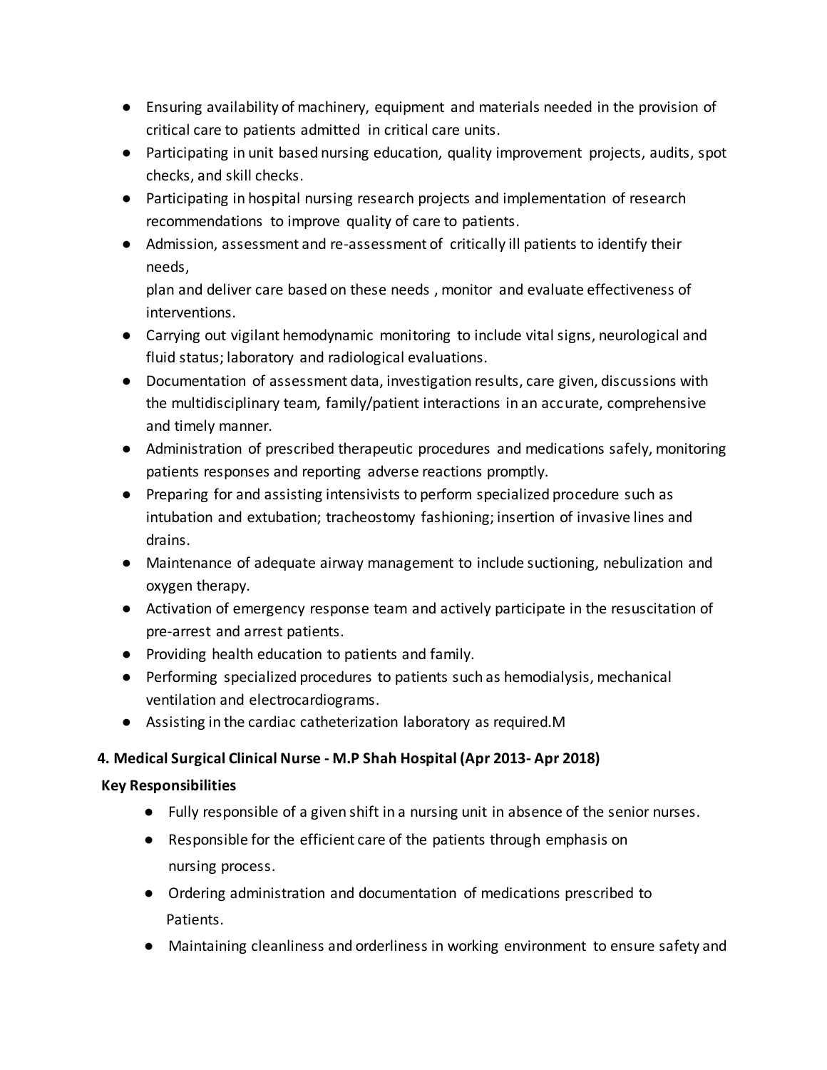- Ensuring availability of machinery, equipment and materials needed in the provision of critical care to patients admitted in critical care units.
- Participating in unit based nursing education, quality improvement projects, audits, spot checks, and skill checks.
- Participating in hospital nursing research projects and implementation of research recommendations to improve quality of care to patients.
- Admission, assessment and re-assessment of critically ill patients to identify their needs,
  plan and deliver care based on these needs , monitor and evaluate effectiveness of interventions.
- Carrying out vigilant hemodynamic monitoring to include vital signs, neurological and fluid status; laboratory and radiological evaluations.
- Documentation of assessment data, investigation results, care given, discussions with the multidisciplinary team, family/patient interactions in an accurate, comprehensive and timely manner.
- Administration of prescribed therapeutic procedures and medications safely, monitoring patients responses and reporting adverse reactions promptly.
- Preparing for and assisting intensivists to perform specialized procedure such as intubation and extubation; tracheostomy fashioning; insertion of invasive lines and drains.
- Maintenance of adequate airway management to include suctioning, nebulization and oxygen therapy.
- Activation of emergency response team and actively participate in the resuscitation of pre-arrest and arrest patients.
- Providing health education to patients and family.
- Performing specialized procedures to patients such as hemodialysis, mechanical ventilation and electrocardiograms.
- Assisting in the cardiac catheterization laboratory as required.M

**4. Medical Surgical Clinical Nurse - M.P Shah Hospital (Apr 2013- Apr 2018)**

**Key Responsibilities**

- Fully responsible of a given shift in a nursing unit in absence of the senior nurses.
- Responsible for the efficient care of the patients through emphasis on nursing process.
- Ordering administration and documentation of medications prescribed to Patients.
- Maintaining cleanliness and orderliness in working environment to ensure safety and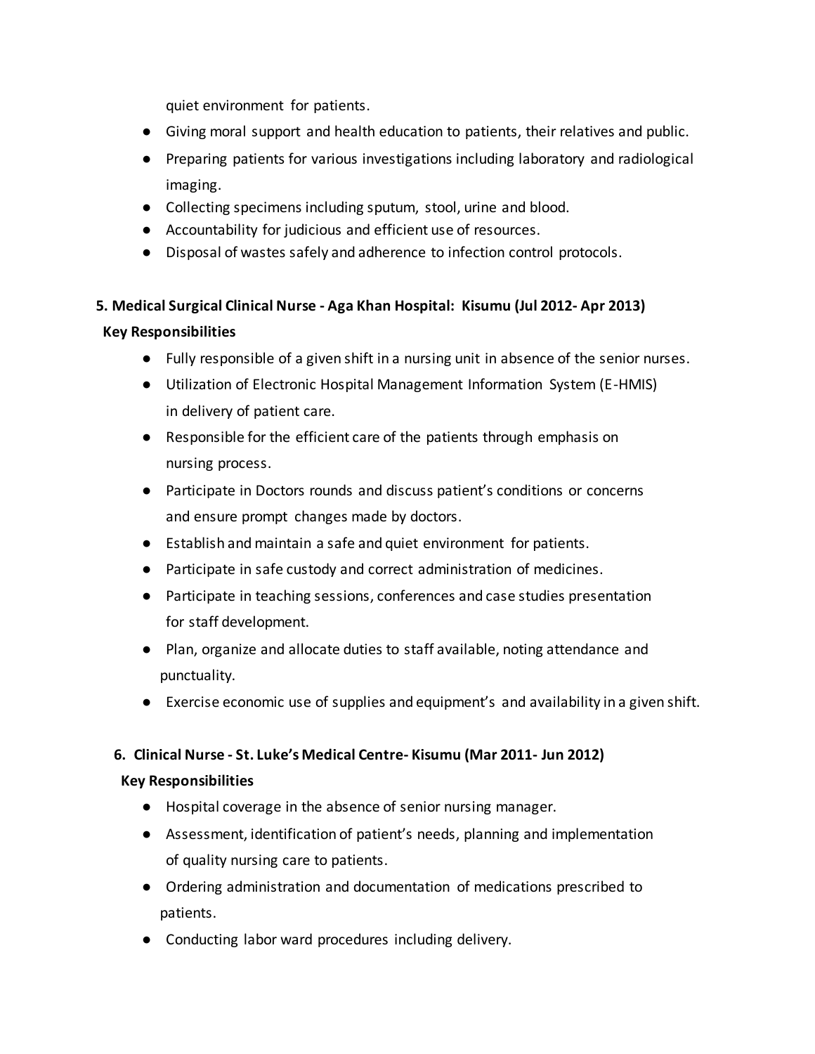quiet environment for patients.

- Giving moral support and health education to patients, their relatives and public.
- Preparing patients for various investigations including laboratory and radiological imaging.
- Collecting specimens including sputum, stool, urine and blood.
- Accountability for judicious and efficient use of resources.
- Disposal of wastes safely and adherence to infection control protocols.

**5. Medical Surgical Clinical Nurse - Aga Khan Hospital: Kisumu (Jul 2012- Apr 2013)**

**Key Responsibilities**

- Fully responsible of a given shift in a nursing unit in absence of the senior nurses.
- Utilization of Electronic Hospital Management Information System (E-HMIS) in delivery of patient care.
- Responsible for the efficient care of the patients through emphasis on nursing process.
- Participate in Doctors rounds and discuss patient's conditions or concerns and ensure prompt changes made by doctors.
- Establish and maintain a safe and quiet environment for patients.
- Participate in safe custody and correct administration of medicines.
- Participate in teaching sessions, conferences and case studies presentation for staff development.
- Plan, organize and allocate duties to staff available, noting attendance and punctuality.
- Exercise economic use of supplies and equipment's and availability in a given shift.

**6. Clinical Nurse - St. Luke's Medical Centre- Kisumu (Mar 2011- Jun 2012)**

**Key Responsibilities**

- Hospital coverage in the absence of senior nursing manager.
- Assessment, identification of patient's needs, planning and implementation of quality nursing care to patients.
- Ordering administration and documentation of medications prescribed to patients.
- Conducting labor ward procedures including delivery.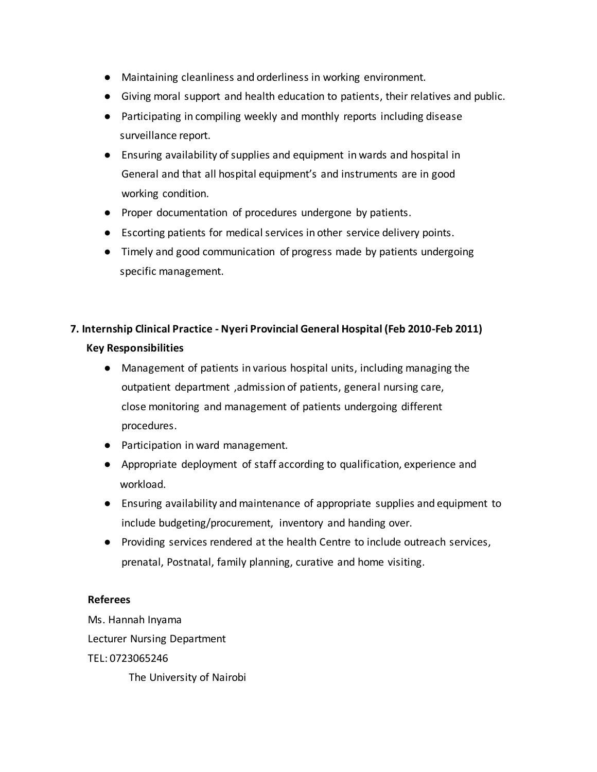- Maintaining cleanliness and orderliness in working environment.
- Giving moral support and health education to patients, their relatives and public.
- Participating in compiling weekly and monthly reports including disease surveillance report.
- Ensuring availability of supplies and equipment in wards and hospital in General and that all hospital equipment's and instruments are in good working condition.
- Proper documentation of procedures undergone by patients.
- Escorting patients for medical services in other service delivery points.
- Timely and good communication of progress made by patients undergoing specific management.

**7. Internship Clinical Practice - Nyeri Provincial General Hospital (Feb 2010-Feb 2011)**

**Key Responsibilities**

- Management of patients in various hospital units, including managing the outpatient department ,admission of patients, general nursing care, close monitoring and management of patients undergoing different procedures.
- Participation in ward management.
- Appropriate deployment of staff according to qualification, experience and workload.
- Ensuring availability and maintenance of appropriate supplies and equipment to include budgeting/procurement, inventory and handing over.
- Providing services rendered at the health Centre to include outreach services, prenatal, Postnatal, family planning, curative and home visiting.

**Referees**

Ms. Hannah Inyama

Lecturer Nursing Department

TEL: 0723065246

The University of Nairobi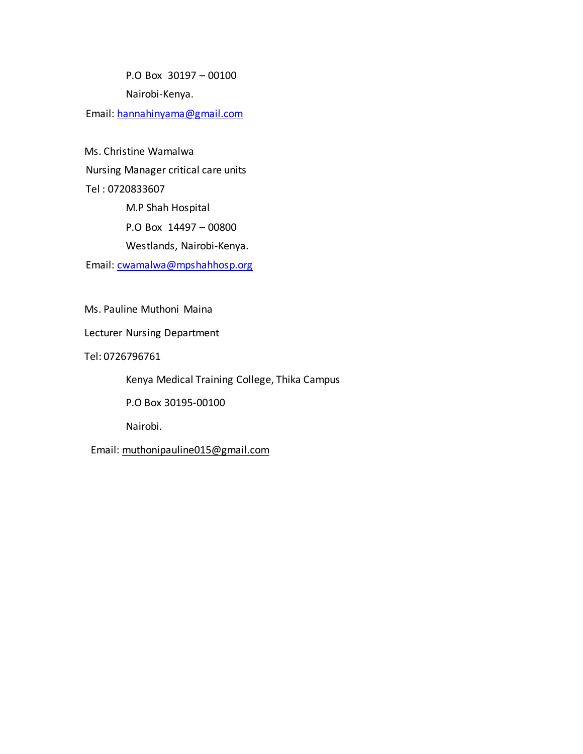P.O Box 30197 – 00100

Nairobi-Kenya.

Email: hannahinyama@gmail.com

Ms. Christine Wamalwa

Nursing Manager critical care units

Tel : 0720833607

M.P Shah Hospital

P.O Box 14497 – 00800

Westlands, Nairobi-Kenya.

Email: cwamalwa@mpshahhosp.org

Ms. Pauline Muthoni Maina

Lecturer Nursing Department

Tel: 0726796761

Kenya Medical Training College, Thika Campus

P.O Box 30195-00100

Nairobi.

Email: muthonipauline015@gmail.com